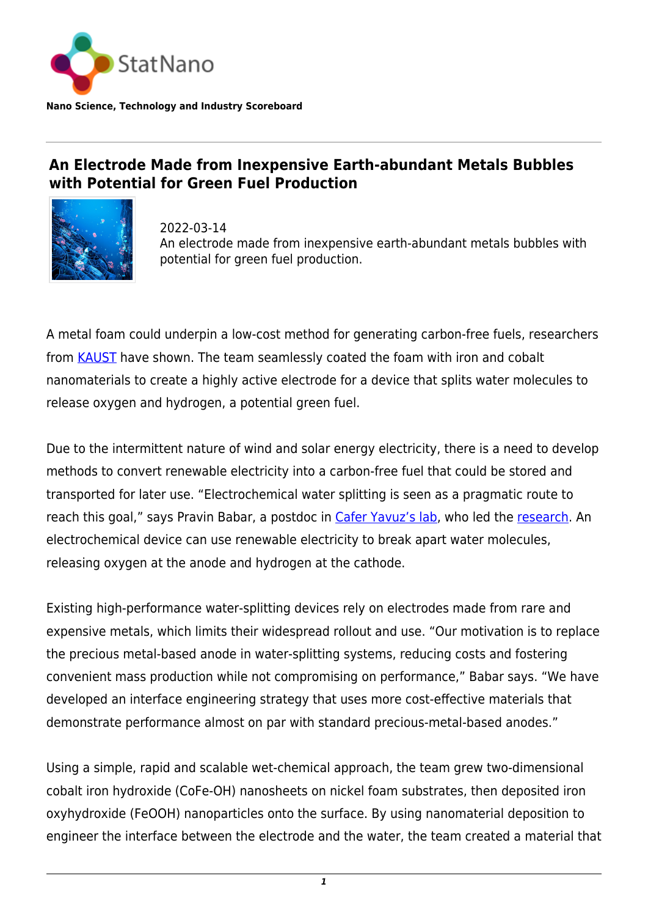StatNano

**Nano Science, Technology and Industry Scoreboard**

## An Electrode Made from Inexpensive Earth-abundant Metals Bubbles with Potential for Green Fuel Production

2022-03-14
An electrode made from inexpensive earth-abundant metals bubbles with potential for green fuel production.

A metal foam could underpin a low-cost method for generating carbon-free fuels, researchers from KAUST have shown. The team seamlessly coated the foam with iron and cobalt nanomaterials to create a highly active electrode for a device that splits water molecules to release oxygen and hydrogen, a potential green fuel.

Due to the intermittent nature of wind and solar energy electricity, there is a need to develop methods to convert renewable electricity into a carbon-free fuel that could be stored and transported for later use. "Electrochemical water splitting is seen as a pragmatic route to reach this goal," says Pravin Babar, a postdoc in Cafer Yavuz's lab, who led the research. An electrochemical device can use renewable electricity to break apart water molecules, releasing oxygen at the anode and hydrogen at the cathode.

Existing high-performance water-splitting devices rely on electrodes made from rare and expensive metals, which limits their widespread rollout and use. "Our motivation is to replace the precious metal-based anode in water-splitting systems, reducing costs and fostering convenient mass production while not compromising on performance," Babar says. "We have developed an interface engineering strategy that uses more cost-effective materials that demonstrate performance almost on par with standard precious-metal-based anodes."

Using a simple, rapid and scalable wet-chemical approach, the team grew two-dimensional cobalt iron hydroxide (CoFe-OH) nanosheets on nickel foam substrates, then deposited iron oxyhydroxide (FeOOH) nanoparticles onto the surface. By using nanomaterial deposition to engineer the interface between the electrode and the water, the team created a material that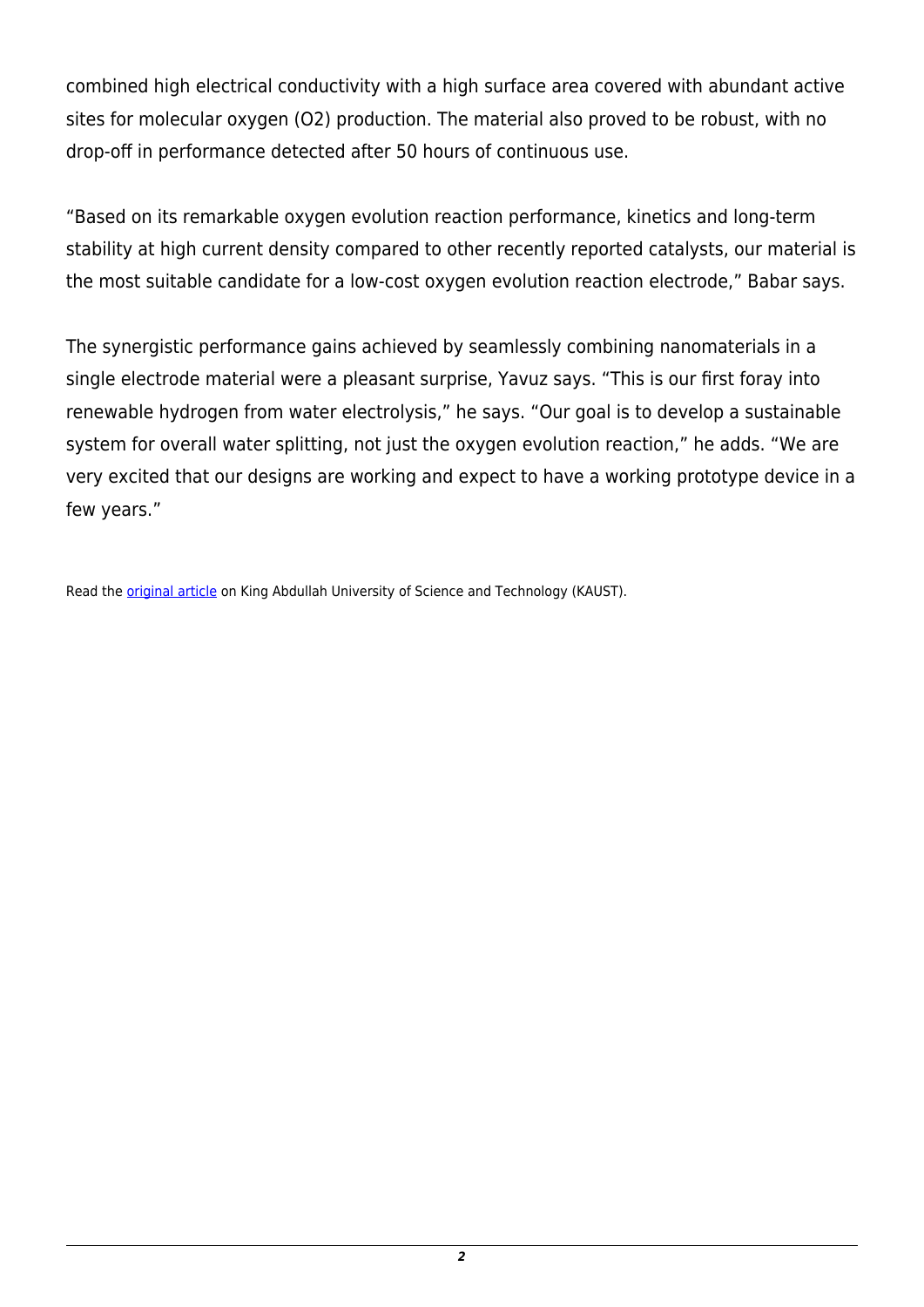combined high electrical conductivity with a high surface area covered with abundant active sites for molecular oxygen ($O_2$) production. The material also proved to be robust, with no drop-off in performance detected after 50 hours of continuous use.

"Based on its remarkable oxygen evolution reaction performance, kinetics and long-term stability at high current density compared to other recently reported catalysts, our material is the most suitable candidate for a low-cost oxygen evolution reaction electrode," Babar says.

The synergistic performance gains achieved by seamlessly combining nanomaterials in a single electrode material were a pleasant surprise, Yavuz says. "This is our first foray into renewable hydrogen from water electrolysis," he says. "Our goal is to develop a sustainable system for overall water splitting, not just the oxygen evolution reaction," he adds. "We are very excited that our designs are working and expect to have a working prototype device in a few years."

Read the original article on King Abdullah University of Science and Technology (KAUST).